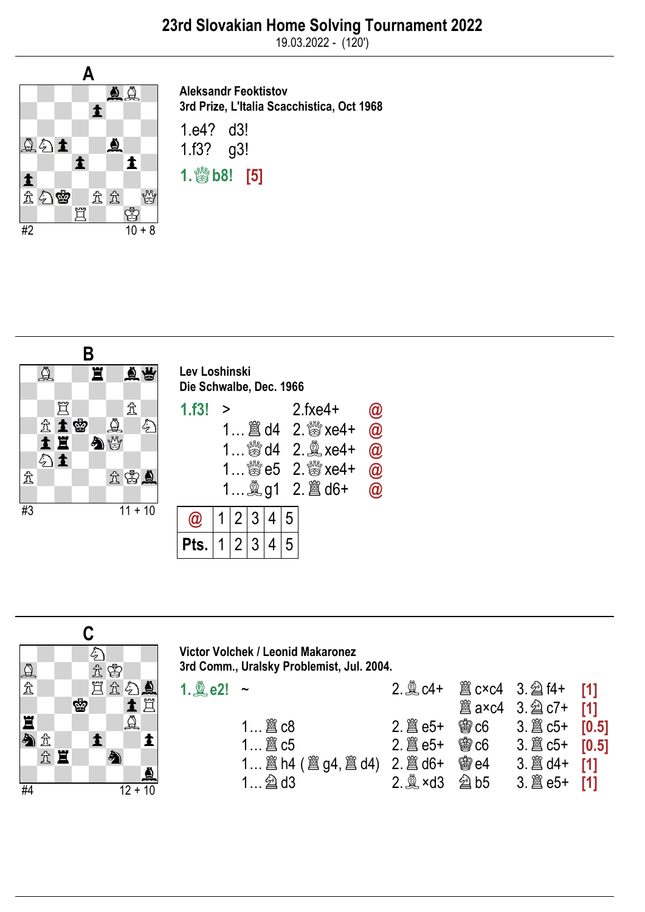# 23rd Slovakian Home Solving Tournament 2022

19.03.2022 - (120')

## A

#2 10 + 8

**Aleksandr Feoktistov**
**3rd Prize, L'Italia Scacchistica, Oct 1968**

1.e4? d3!
1.f3? g3!

**1.♕b8!** **[5]**

## B

#3 11 + 10

**Lev Loshinski**
**Die Schwalbe, Dec. 1966**

| | | | |
|---|---|---|---|
| **1.f3!** | > | 2.fxe4+ | @ |
| | 1…♖d4 | 2.♕xe4+ | @ |
| | 1…♕d4 | 2.♗xe4+ | @ |
| | 1…♕e5 | 2.♕xe4+ | @ |
| | 1…♗g1 | 2.♖d6+ | @ |

| @ | 1 | 2 | 3 | 4 | 5 |
|---|---|---|---|---|---|
| Pts. | 1 | 2 | 3 | 4 | 5 |

## C

#4 12 + 10

**Victor Volchek / Leonid Makaronez**
**3rd Comm., Uralsky Problemist, Jul. 2004.**

| | | | | | |
|---|---|---|---|---|---|
| **1.♗e2!** | ~ | 2.♗c4+ | ♖c×c4 | 3.♘f4+ | [1] |
| | | | ♖a×c4 | 3.♘c7+ | [1] |
| | 1…♖c8 | 2.♖e5+ | ♔c6 | 3.♖c5+ | [0.5] |
| | 1…♖c5 | 2.♖e5+ | ♔c6 | 3.♖c5+ | [0.5] |
| | 1…♖h4 (♖g4, ♖d4) | 2.♖d6+ | ♔e4 | 3.♖d4+ | [1] |
| | 1…♘d3 | 2.♗×d3 | ♘b5 | 3.♖e5+ | [1] |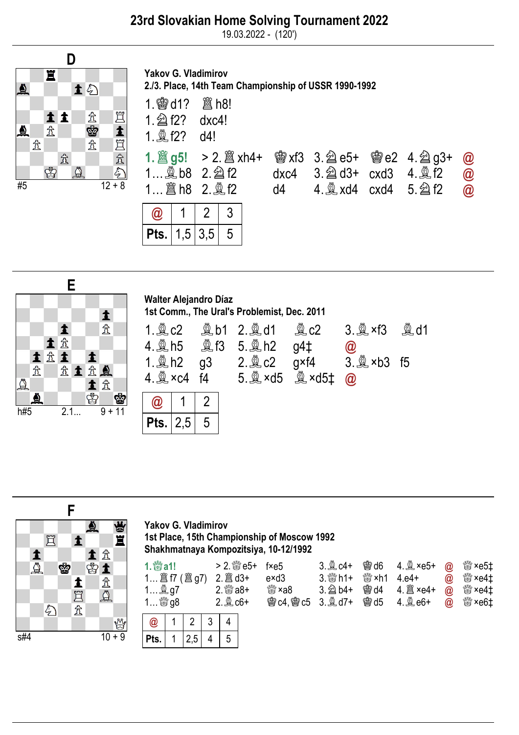# 23rd Slovakian Home Solving Tournament 2022

19.03.2022 - (120')

## D

#5 12 + 8

**Yakov G. Vladimirov**
**2./3. Place, 14th Team Championship of USSR 1990-1992**

1.♔d1? ♖h8!
1.♘f2? dxc4!
1.♗f2? d4!

**1.♖g5!** > 2.♖xh4+ ♔xf3 3.♘e5+ ♔e2 4.♘g3+ @
1...♗b8 2.♘f2 dxc4 3.♘d3+ cxd3 4.♗f2 @
1...♖h8 2.♗f2 d4 4.♗xd4 cxd4 5.♘f2 @

| @ | 1 | 2 | 3 |
|---|---|---|---|
| Pts. | 1,5 | 3,5 | 5 |

## E

h#5 2.1... 9 + 11

**Walter Alejandro Díaz**
**1st Comm., The Ural's Problemist, Dec. 2011**

1.♗c2 ♗b1 2.♗d1 ♗c2 3.♗xf3 ♗d1
4.♗h5 ♗f3 5.♗h2 g4‡ @
1.♗h2 g3 2.♗c2 gxf4 3.♗xb3 f5
4.♗xc4 f4 5.♗xd5 ♗xd5‡ @

| @ | 1 | 2 |
|---|---|---|
| Pts. | 2,5 | 5 |

## F

s#4 10 + 9

**Yakov G. Vladimirov**
**1st Place, 15th Championship of Moscow 1992**
**Shakhmatnaya Kompozitsiya, 10-12/1992**

**1.♕a1!** > 2.♕e5+ fxe5 3.♗c4+ ♔d6 4.♗xe5+ @ ♕xe5‡
1...♖f7 (♖g7) 2.♖d3+ exd3 3.♕h1+ ♕xh1 4.e4+ @ ♕xe4‡
1...♗g7 2.♕a8+ ♕xa8 3.♘b4+ ♔d4 4.♖xe4+ @ ♕xe4‡
1...♕g8 2.♗c6+ ♔c4, ♔c5 3.♗d7+ ♔d5 4.♗e6+ @ ♕xe6‡

| @ | 1 | 2 | 3 | 4 |
|---|---|---|---|---|
| Pts. | 1 | 2,5 | 4 | 5 |